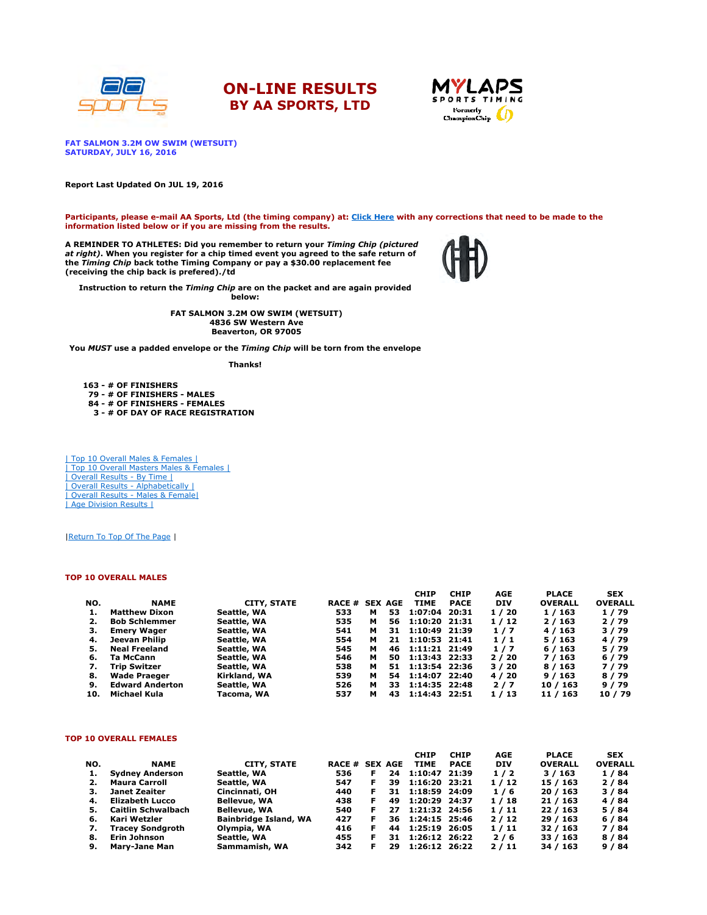# ON-LINE RESULTS
## BY AA SPORTS, LTD

**FAT SALMON 3.2M OW SWIM (WETSUIT)**
**SATURDAY, JULY 16, 2016**

**Report Last Updated On JUL 19, 2016**

**Participants, please e-mail AA Sports, Ltd (the timing company) at: Click Here with any corrections that need to be made to the information listed below or if you are missing from the results.**

**A REMINDER TO ATHLETES: Did you remember to return your *Timing Chip (pictured at right)*. When you register for a chip timed event you agreed to the safe return of the *Timing Chip* back tothe Timing Company or pay a $30.00 replacement fee (receiving the chip back is prefered)./td**

**Instruction to return the *Timing Chip* are on the packet and are again provided below:**

**FAT SALMON 3.2M OW SWIM (WETSUIT)**
**4836 SW Western Ave**
**Beaverton, OR 97005**

**You *MUST* use a padded envelope or the *Timing Chip* will be torn from the envelope**

**Thanks!**

**163 - # OF FINISHERS**
**79 - # OF FINISHERS - MALES**
**84 - # OF FINISHERS - FEMALES**
**3 - # OF DAY OF RACE REGISTRATION**

| Top 10 Overall Males & Females |
| Top 10 Overall Masters Males & Females |
| Overall Results - By Time |
| Overall Results - Alphabetically |
| Overall Results - Males & Female|
| Age Division Results |

|Return To Top Of The Page |

### TOP 10 OVERALL MALES

| NO. | NAME | CITY, STATE | RACE # | SEX | AGE | CHIP TIME | CHIP PACE | AGE DIV | PLACE OVERALL | SEX OVERALL |
|---|---|---|---|---|---|---|---|---|---|---|
| 1. | Matthew Dixon | Seattle, WA | 533 | M | 53 | 1:07:04 | 20:31 | 1 / 20 | 1 / 163 | 1 / 79 |
| 2. | Bob Schlemmer | Seattle, WA | 535 | M | 56 | 1:10:20 | 21:31 | 1 / 12 | 2 / 163 | 2 / 79 |
| 3. | Emery Wager | Seattle, WA | 541 | M | 31 | 1:10:49 | 21:39 | 1 / 7 | 4 / 163 | 3 / 79 |
| 4. | Jeevan Philip | Seattle, WA | 554 | M | 21 | 1:10:53 | 21:41 | 1 / 1 | 5 / 163 | 4 / 79 |
| 5. | Neal Freeland | Seattle, WA | 545 | M | 46 | 1:11:21 | 21:49 | 1 / 7 | 6 / 163 | 5 / 79 |
| 6. | Ta McCann | Seattle, WA | 546 | M | 50 | 1:13:43 | 22:33 | 2 / 20 | 7 / 163 | 6 / 79 |
| 7. | Trip Switzer | Seattle, WA | 538 | M | 51 | 1:13:54 | 22:36 | 3 / 20 | 8 / 163 | 7 / 79 |
| 8. | Wade Praeger | Kirkland, WA | 539 | M | 54 | 1:14:07 | 22:40 | 4 / 20 | 9 / 163 | 8 / 79 |
| 9. | Edward Anderton | Seattle, WA | 526 | M | 33 | 1:14:35 | 22:48 | 2 / 7 | 10 / 163 | 9 / 79 |
| 10. | Michael Kula | Tacoma, WA | 537 | M | 43 | 1:14:43 | 22:51 | 1 / 13 | 11 / 163 | 10 / 79 |

### TOP 10 OVERALL FEMALES

| NO. | NAME | CITY, STATE | RACE # | SEX | AGE | CHIP TIME | CHIP PACE | AGE DIV | PLACE OVERALL | SEX OVERALL |
|---|---|---|---|---|---|---|---|---|---|---|
| 1. | Sydney Anderson | Seattle, WA | 536 | F | 24 | 1:10:47 | 21:39 | 1 / 2 | 3 / 163 | 1 / 84 |
| 2. | Maura Carroll | Seattle, WA | 547 | F | 39 | 1:16:20 | 23:21 | 1 / 12 | 15 / 163 | 2 / 84 |
| 3. | Janet Zeaiter | Cincinnati, OH | 440 | F | 31 | 1:18:59 | 24:09 | 1 / 6 | 20 / 163 | 3 / 84 |
| 4. | Elizabeth Lucco | Bellevue, WA | 438 | F | 49 | 1:20:29 | 24:37 | 1 / 18 | 21 / 163 | 4 / 84 |
| 5. | Caitlin Schwalbach | Bellevue, WA | 540 | F | 27 | 1:21:32 | 24:56 | 1 / 11 | 22 / 163 | 5 / 84 |
| 6. | Kari Wetzler | Bainbridge Island, WA | 427 | F | 36 | 1:24:15 | 25:46 | 2 / 12 | 29 / 163 | 6 / 84 |
| 7. | Tracey Sondgroth | Olympia, WA | 416 | F | 44 | 1:25:19 | 26:05 | 1 / 11 | 32 / 163 | 7 / 84 |
| 8. | Erin Johnson | Seattle, WA | 455 | F | 31 | 1:26:12 | 26:22 | 2 / 6 | 33 / 163 | 8 / 84 |
| 9. | Mary-Jane Man | Sammamish, WA | 342 | F | 29 | 1:26:12 | 26:22 | 2 / 11 | 34 / 163 | 9 / 84 |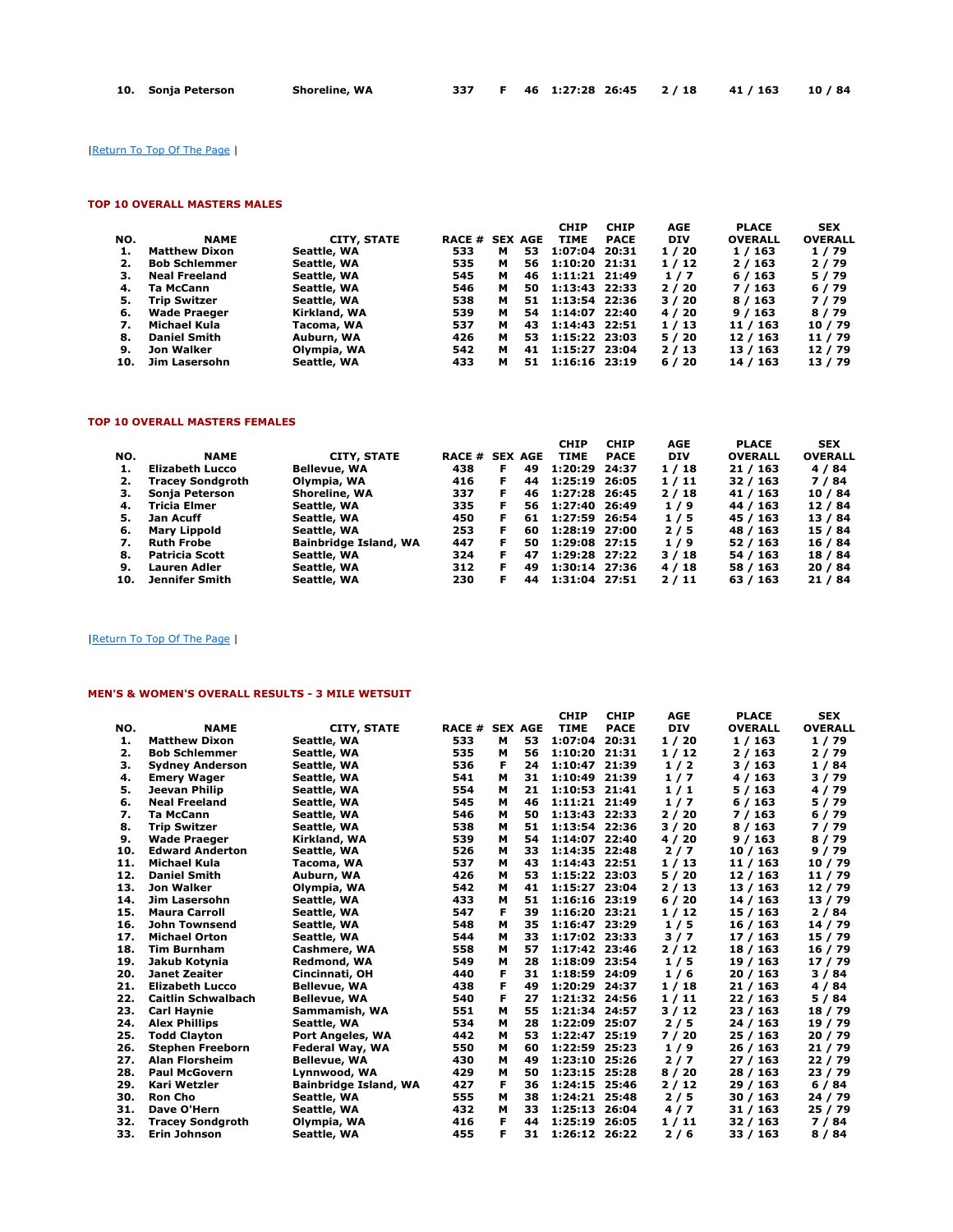| 10. | Sonja Peterson | Shoreline, WA | 337 | F | 46 | 1:27:28 | 26:45 | 2 / 18 | 41 / 163 | 10 / 84 |
|---|---|---|---|---|---|---|---|---|---|---|

|Return To Top Of The Page |

### TOP 10 OVERALL MASTERS MALES

| NO. | NAME | CITY, STATE | RACE # | SEX | AGE | CHIP TIME | CHIP PACE | AGE DIV | PLACE OVERALL | SEX OVERALL |
|---|---|---|---|---|---|---|---|---|---|---|
| 1. | Matthew Dixon | Seattle, WA | 533 | M | 53 | 1:07:04 | 20:31 | 1 / 20 | 1 / 163 | 1 / 79 |
| 2. | Bob Schlemmer | Seattle, WA | 535 | M | 56 | 1:10:20 | 21:31 | 1 / 12 | 2 / 163 | 2 / 79 |
| 3. | Neal Freeland | Seattle, WA | 545 | M | 46 | 1:11:21 | 21:49 | 1 / 7 | 6 / 163 | 5 / 79 |
| 4. | Ta McCann | Seattle, WA | 546 | M | 50 | 1:13:43 | 22:33 | 2 / 20 | 7 / 163 | 6 / 79 |
| 5. | Trip Switzer | Seattle, WA | 538 | M | 51 | 1:13:54 | 22:36 | 3 / 20 | 8 / 163 | 7 / 79 |
| 6. | Wade Praeger | Kirkland, WA | 539 | M | 54 | 1:14:07 | 22:40 | 4 / 20 | 9 / 163 | 8 / 79 |
| 7. | Michael Kula | Tacoma, WA | 537 | M | 43 | 1:14:43 | 22:51 | 1 / 13 | 11 / 163 | 10 / 79 |
| 8. | Daniel Smith | Auburn, WA | 426 | M | 53 | 1:15:22 | 23:03 | 5 / 20 | 12 / 163 | 11 / 79 |
| 9. | Jon Walker | Olympia, WA | 542 | M | 41 | 1:15:27 | 23:04 | 2 / 13 | 13 / 163 | 12 / 79 |
| 10. | Jim Lasersohn | Seattle, WA | 433 | M | 51 | 1:16:16 | 23:19 | 6 / 20 | 14 / 163 | 13 / 79 |

### TOP 10 OVERALL MASTERS FEMALES

| NO. | NAME | CITY, STATE | RACE # | SEX | AGE | CHIP TIME | CHIP PACE | AGE DIV | PLACE OVERALL | SEX OVERALL |
|---|---|---|---|---|---|---|---|---|---|---|
| 1. | Elizabeth Lucco | Bellevue, WA | 438 | F | 49 | 1:20:29 | 24:37 | 1 / 18 | 21 / 163 | 4 / 84 |
| 2. | Tracey Sondgroth | Olympia, WA | 416 | F | 44 | 1:25:19 | 26:05 | 1 / 11 | 32 / 163 | 7 / 84 |
| 3. | Sonja Peterson | Shoreline, WA | 337 | F | 46 | 1:27:28 | 26:45 | 2 / 18 | 41 / 163 | 10 / 84 |
| 4. | Tricia Elmer | Seattle, WA | 335 | F | 56 | 1:27:40 | 26:49 | 1 / 9 | 44 / 163 | 12 / 84 |
| 5. | Jan Acuff | Seattle, WA | 450 | F | 61 | 1:27:59 | 26:54 | 1 / 5 | 45 / 163 | 13 / 84 |
| 6. | Mary Lippold | Seattle, WA | 253 | F | 60 | 1:28:19 | 27:00 | 2 / 5 | 48 / 163 | 15 / 84 |
| 7. | Ruth Frobe | Bainbridge Island, WA | 447 | F | 50 | 1:29:08 | 27:15 | 1 / 9 | 52 / 163 | 16 / 84 |
| 8. | Patricia Scott | Seattle, WA | 324 | F | 47 | 1:29:28 | 27:22 | 3 / 18 | 54 / 163 | 18 / 84 |
| 9. | Lauren Adler | Seattle, WA | 312 | F | 49 | 1:30:14 | 27:36 | 4 / 18 | 58 / 163 | 20 / 84 |
| 10. | Jennifer Smith | Seattle, WA | 230 | F | 44 | 1:31:04 | 27:51 | 2 / 11 | 63 / 163 | 21 / 84 |

|Return To Top Of The Page |

### MEN'S & WOMEN'S OVERALL RESULTS - 3 MILE WETSUIT

| NO. | NAME | CITY, STATE | RACE # | SEX | AGE | CHIP TIME | CHIP PACE | AGE DIV | PLACE OVERALL | SEX OVERALL |
|---|---|---|---|---|---|---|---|---|---|---|
| 1. | Matthew Dixon | Seattle, WA | 533 | M | 53 | 1:07:04 | 20:31 | 1 / 20 | 1 / 163 | 1 / 79 |
| 2. | Bob Schlemmer | Seattle, WA | 535 | M | 56 | 1:10:20 | 21:31 | 1 / 12 | 2 / 163 | 2 / 79 |
| 3. | Sydney Anderson | Seattle, WA | 536 | F | 24 | 1:10:47 | 21:39 | 1 / 2 | 3 / 163 | 1 / 84 |
| 4. | Emery Wager | Seattle, WA | 541 | M | 31 | 1:10:49 | 21:39 | 1 / 7 | 4 / 163 | 3 / 79 |
| 5. | Jeevan Philip | Seattle, WA | 554 | M | 21 | 1:10:53 | 21:41 | 1 / 1 | 5 / 163 | 4 / 79 |
| 6. | Neal Freeland | Seattle, WA | 545 | M | 46 | 1:11:21 | 21:49 | 1 / 7 | 6 / 163 | 5 / 79 |
| 7. | Ta McCann | Seattle, WA | 546 | M | 50 | 1:13:43 | 22:33 | 2 / 20 | 7 / 163 | 6 / 79 |
| 8. | Trip Switzer | Seattle, WA | 538 | M | 51 | 1:13:54 | 22:36 | 3 / 20 | 8 / 163 | 7 / 79 |
| 9. | Wade Praeger | Kirkland, WA | 539 | M | 54 | 1:14:07 | 22:40 | 4 / 20 | 9 / 163 | 8 / 79 |
| 10. | Edward Anderton | Seattle, WA | 526 | M | 33 | 1:14:35 | 22:48 | 2 / 7 | 10 / 163 | 9 / 79 |
| 11. | Michael Kula | Tacoma, WA | 537 | M | 43 | 1:14:43 | 22:51 | 1 / 13 | 11 / 163 | 10 / 79 |
| 12. | Daniel Smith | Auburn, WA | 426 | M | 53 | 1:15:22 | 23:03 | 5 / 20 | 12 / 163 | 11 / 79 |
| 13. | Jon Walker | Olympia, WA | 542 | M | 41 | 1:15:27 | 23:04 | 2 / 13 | 13 / 163 | 12 / 79 |
| 14. | Jim Lasersohn | Seattle, WA | 433 | M | 51 | 1:16:16 | 23:19 | 6 / 20 | 14 / 163 | 13 / 79 |
| 15. | Maura Carroll | Seattle, WA | 547 | F | 39 | 1:16:20 | 23:21 | 1 / 12 | 15 / 163 | 2 / 84 |
| 16. | John Townsend | Seattle, WA | 548 | M | 35 | 1:16:47 | 23:29 | 1 / 5 | 16 / 163 | 14 / 79 |
| 17. | Michael Orton | Seattle, WA | 544 | M | 33 | 1:17:02 | 23:33 | 3 / 7 | 17 / 163 | 15 / 79 |
| 18. | Tim Burnham | Cashmere, WA | 558 | M | 57 | 1:17:42 | 23:46 | 2 / 12 | 18 / 163 | 16 / 79 |
| 19. | Jakub Kotynia | Redmond, WA | 549 | M | 28 | 1:18:09 | 23:54 | 1 / 5 | 19 / 163 | 17 / 79 |
| 20. | Janet Zeaiter | Cincinnati, OH | 440 | F | 31 | 1:18:59 | 24:09 | 1 / 6 | 20 / 163 | 3 / 84 |
| 21. | Elizabeth Lucco | Bellevue, WA | 438 | F | 49 | 1:20:29 | 24:37 | 1 / 18 | 21 / 163 | 4 / 84 |
| 22. | Caitlin Schwalbach | Bellevue, WA | 540 | F | 27 | 1:21:32 | 24:56 | 1 / 11 | 22 / 163 | 5 / 84 |
| 23. | Carl Haynie | Sammamish, WA | 551 | M | 55 | 1:21:34 | 24:57 | 3 / 12 | 23 / 163 | 18 / 79 |
| 24. | Alex Phillips | Seattle, WA | 534 | M | 28 | 1:22:09 | 25:07 | 2 / 5 | 24 / 163 | 19 / 79 |
| 25. | Todd Clayton | Port Angeles, WA | 442 | M | 53 | 1:22:47 | 25:19 | 7 / 20 | 25 / 163 | 20 / 79 |
| 26. | Stephen Freeborn | Federal Way, WA | 550 | M | 60 | 1:22:59 | 25:23 | 1 / 9 | 26 / 163 | 21 / 79 |
| 27. | Alan Florsheim | Bellevue, WA | 430 | M | 49 | 1:23:10 | 25:26 | 2 / 7 | 27 / 163 | 22 / 79 |
| 28. | Paul McGovern | Lynnwood, WA | 429 | M | 50 | 1:23:15 | 25:28 | 8 / 20 | 28 / 163 | 23 / 79 |
| 29. | Kari Wetzler | Bainbridge Island, WA | 427 | F | 36 | 1:24:15 | 25:46 | 2 / 12 | 29 / 163 | 6 / 84 |
| 30. | Ron Cho | Seattle, WA | 555 | M | 38 | 1:24:21 | 25:48 | 2 / 5 | 30 / 163 | 24 / 79 |
| 31. | Dave O'Hern | Seattle, WA | 432 | M | 33 | 1:25:13 | 26:04 | 4 / 7 | 31 / 163 | 25 / 79 |
| 32. | Tracey Sondgroth | Olympia, WA | 416 | F | 44 | 1:25:19 | 26:05 | 1 / 11 | 32 / 163 | 7 / 84 |
| 33. | Erin Johnson | Seattle, WA | 455 | F | 31 | 1:26:12 | 26:22 | 2 / 6 | 33 / 163 | 8 / 84 |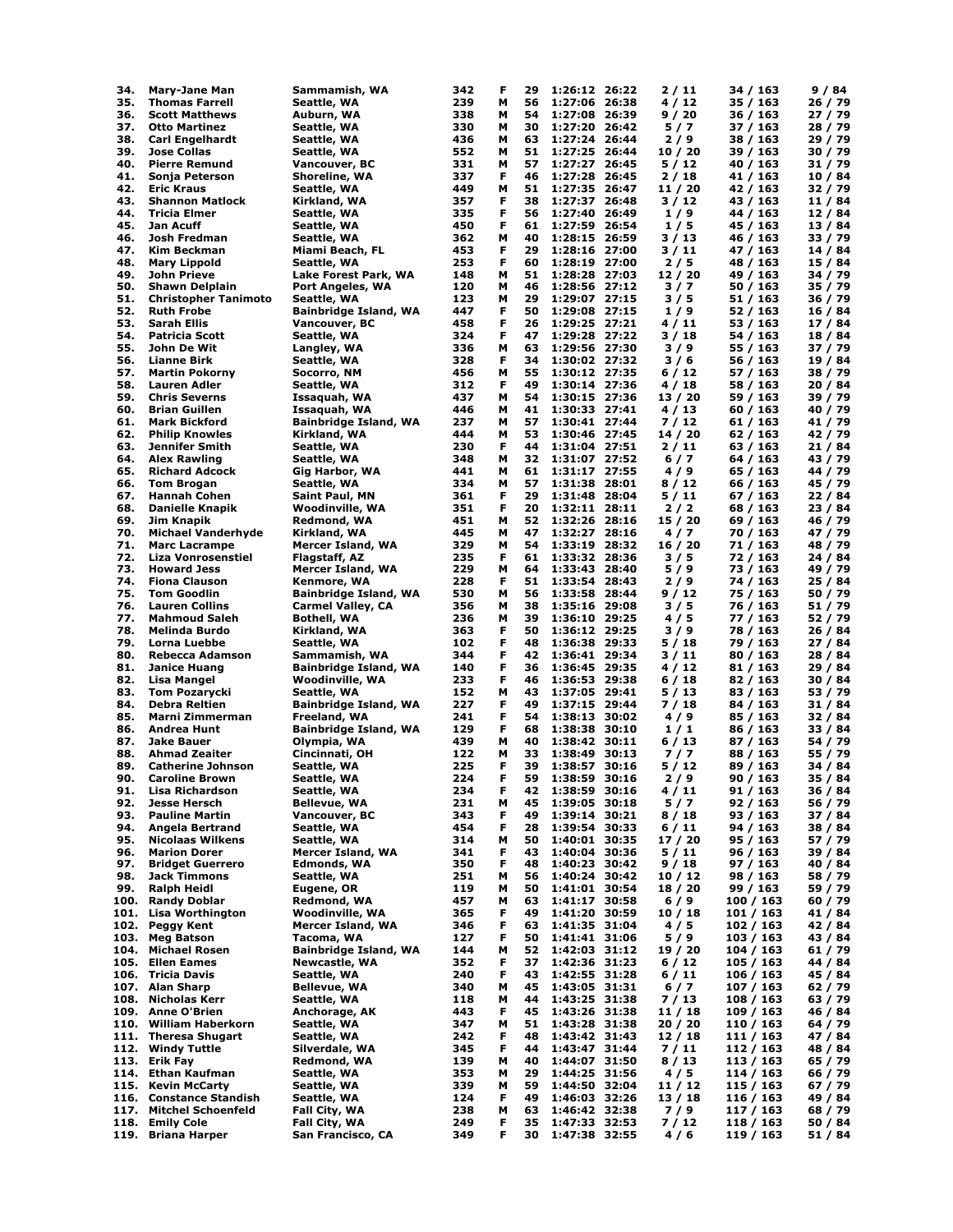| | | | | | | | | | | |
|---|---|---|---|---|---|---|---|---|---|---|
| 34. | Mary-Jane Man | Sammamish, WA | 342 | F | 29 | 1:26:12 | 26:22 | 2 / 11 | 34 / 163 | 9 / 84 |
| 35. | Thomas Farrell | Seattle, WA | 239 | M | 56 | 1:27:06 | 26:38 | 4 / 12 | 35 / 163 | 26 / 79 |
| 36. | Scott Matthews | Auburn, WA | 338 | M | 54 | 1:27:08 | 26:39 | 9 / 20 | 36 / 163 | 27 / 79 |
| 37. | Otto Martinez | Seattle, WA | 330 | M | 30 | 1:27:20 | 26:42 | 5 / 7 | 37 / 163 | 28 / 79 |
| 38. | Carl Engelhardt | Seattle, WA | 436 | M | 63 | 1:27:24 | 26:44 | 2 / 9 | 38 / 163 | 29 / 79 |
| 39. | Jose Collas | Seattle, WA | 552 | M | 51 | 1:27:25 | 26:44 | 10 / 20 | 39 / 163 | 30 / 79 |
| 40. | Pierre Remund | Vancouver, BC | 331 | M | 57 | 1:27:27 | 26:45 | 5 / 12 | 40 / 163 | 31 / 79 |
| 41. | Sonja Peterson | Shoreline, WA | 337 | F | 46 | 1:27:28 | 26:45 | 2 / 18 | 41 / 163 | 10 / 84 |
| 42. | Eric Kraus | Seattle, WA | 449 | M | 51 | 1:27:35 | 26:47 | 11 / 20 | 42 / 163 | 32 / 79 |
| 43. | Shannon Matlock | Kirkland, WA | 357 | F | 38 | 1:27:37 | 26:48 | 3 / 12 | 43 / 163 | 11 / 84 |
| 44. | Tricia Elmer | Seattle, WA | 335 | F | 56 | 1:27:40 | 26:49 | 1 / 9 | 44 / 163 | 12 / 84 |
| 45. | Jan Acuff | Seattle, WA | 450 | F | 61 | 1:27:59 | 26:54 | 1 / 5 | 45 / 163 | 13 / 84 |
| 46. | Josh Fredman | Seattle, WA | 362 | M | 40 | 1:28:15 | 26:59 | 3 / 13 | 46 / 163 | 33 / 79 |
| 47. | Kim Beckman | Miami Beach, FL | 453 | F | 29 | 1:28:16 | 27:00 | 3 / 11 | 47 / 163 | 14 / 84 |
| 48. | Mary Lippold | Seattle, WA | 253 | F | 60 | 1:28:19 | 27:00 | 2 / 5 | 48 / 163 | 15 / 84 |
| 49. | John Prieve | Lake Forest Park, WA | 148 | M | 51 | 1:28:28 | 27:03 | 12 / 20 | 49 / 163 | 34 / 79 |
| 50. | Shawn Delplain | Port Angeles, WA | 120 | M | 46 | 1:28:56 | 27:12 | 3 / 7 | 50 / 163 | 35 / 79 |
| 51. | Christopher Tanimoto | Seattle, WA | 123 | M | 29 | 1:29:07 | 27:15 | 3 / 5 | 51 / 163 | 36 / 79 |
| 52. | Ruth Frobe | Bainbridge Island, WA | 447 | F | 50 | 1:29:08 | 27:15 | 1 / 9 | 52 / 163 | 16 / 84 |
| 53. | Sarah Ellis | Vancouver, BC | 458 | F | 26 | 1:29:25 | 27:21 | 4 / 11 | 53 / 163 | 17 / 84 |
| 54. | Patricia Scott | Seattle, WA | 324 | F | 47 | 1:29:28 | 27:22 | 3 / 18 | 54 / 163 | 18 / 84 |
| 55. | John De Wit | Langley, WA | 336 | M | 63 | 1:29:56 | 27:30 | 3 / 9 | 55 / 163 | 37 / 79 |
| 56. | Lianne Birk | Seattle, WA | 328 | F | 34 | 1:30:02 | 27:32 | 3 / 6 | 56 / 163 | 19 / 84 |
| 57. | Martin Pokorny | Socorro, NM | 456 | M | 55 | 1:30:12 | 27:35 | 6 / 12 | 57 / 163 | 38 / 79 |
| 58. | Lauren Adler | Seattle, WA | 312 | F | 49 | 1:30:14 | 27:36 | 4 / 18 | 58 / 163 | 20 / 84 |
| 59. | Chris Severns | Issaquah, WA | 437 | M | 54 | 1:30:15 | 27:36 | 13 / 20 | 59 / 163 | 39 / 79 |
| 60. | Brian Guillen | Issaquah, WA | 446 | M | 41 | 1:30:33 | 27:41 | 4 / 13 | 60 / 163 | 40 / 79 |
| 61. | Mark Bickford | Bainbridge Island, WA | 237 | M | 57 | 1:30:41 | 27:44 | 7 / 12 | 61 / 163 | 41 / 79 |
| 62. | Philip Knowles | Kirkland, WA | 444 | M | 53 | 1:30:46 | 27:45 | 14 / 20 | 62 / 163 | 42 / 79 |
| 63. | Jennifer Smith | Seattle, WA | 230 | F | 44 | 1:31:04 | 27:51 | 2 / 11 | 63 / 163 | 21 / 84 |
| 64. | Alex Rawling | Seattle, WA | 348 | M | 32 | 1:31:07 | 27:52 | 6 / 7 | 64 / 163 | 43 / 79 |
| 65. | Richard Adcock | Gig Harbor, WA | 441 | M | 61 | 1:31:17 | 27:55 | 4 / 9 | 65 / 163 | 44 / 79 |
| 66. | Tom Brogan | Seattle, WA | 334 | M | 57 | 1:31:38 | 28:01 | 8 / 12 | 66 / 163 | 45 / 79 |
| 67. | Hannah Cohen | Saint Paul, MN | 361 | F | 29 | 1:31:48 | 28:04 | 5 / 11 | 67 / 163 | 22 / 84 |
| 68. | Danielle Knapik | Woodinville, WA | 351 | F | 20 | 1:32:11 | 28:11 | 2 / 2 | 68 / 163 | 23 / 84 |
| 69. | Jim Knapik | Redmond, WA | 451 | M | 52 | 1:32:26 | 28:16 | 15 / 20 | 69 / 163 | 46 / 79 |
| 70. | Michael Vanderhyde | Kirkland, WA | 445 | M | 47 | 1:32:27 | 28:16 | 4 / 7 | 70 / 163 | 47 / 79 |
| 71. | Marc Lacrampe | Mercer Island, WA | 329 | M | 54 | 1:33:19 | 28:32 | 16 / 20 | 71 / 163 | 48 / 79 |
| 72. | Liza Vonrosenstiel | Flagstaff, AZ | 235 | F | 61 | 1:33:32 | 28:36 | 3 / 5 | 72 / 163 | 24 / 84 |
| 73. | Howard Jess | Mercer Island, WA | 229 | M | 64 | 1:33:43 | 28:40 | 5 / 9 | 73 / 163 | 49 / 79 |
| 74. | Fiona Clauson | Kenmore, WA | 228 | F | 51 | 1:33:54 | 28:43 | 2 / 9 | 74 / 163 | 25 / 84 |
| 75. | Tom Goodlin | Bainbridge Island, WA | 530 | M | 56 | 1:33:58 | 28:44 | 9 / 12 | 75 / 163 | 50 / 79 |
| 76. | Lauren Collins | Carmel Valley, CA | 356 | M | 38 | 1:35:16 | 29:08 | 3 / 5 | 76 / 163 | 51 / 79 |
| 77. | Mahmoud Saleh | Bothell, WA | 236 | M | 39 | 1:36:10 | 29:25 | 4 / 5 | 77 / 163 | 52 / 79 |
| 78. | Melinda Burdo | Kirkland, WA | 363 | F | 50 | 1:36:12 | 29:25 | 3 / 9 | 78 / 163 | 26 / 84 |
| 79. | Lorna Luebbe | Seattle, WA | 102 | F | 48 | 1:36:38 | 29:33 | 5 / 18 | 79 / 163 | 27 / 84 |
| 80. | Rebecca Adamson | Sammamish, WA | 344 | F | 42 | 1:36:41 | 29:34 | 3 / 11 | 80 / 163 | 28 / 84 |
| 81. | Janice Huang | Bainbridge Island, WA | 140 | F | 36 | 1:36:45 | 29:35 | 4 / 12 | 81 / 163 | 29 / 84 |
| 82. | Lisa Mangel | Woodinville, WA | 233 | F | 46 | 1:36:53 | 29:38 | 6 / 18 | 82 / 163 | 30 / 84 |
| 83. | Tom Pozarycki | Seattle, WA | 152 | M | 43 | 1:37:05 | 29:41 | 5 / 13 | 83 / 163 | 53 / 79 |
| 84. | Debra Reltien | Bainbridge Island, WA | 227 | F | 49 | 1:37:15 | 29:44 | 7 / 18 | 84 / 163 | 31 / 84 |
| 85. | Marni Zimmerman | Freeland, WA | 241 | F | 54 | 1:38:13 | 30:02 | 4 / 9 | 85 / 163 | 32 / 84 |
| 86. | Andrea Hunt | Bainbridge Island, WA | 129 | F | 68 | 1:38:38 | 30:10 | 1 / 1 | 86 / 163 | 33 / 84 |
| 87. | Jake Bauer | Olympia, WA | 439 | M | 40 | 1:38:42 | 30:11 | 6 / 13 | 87 / 163 | 54 / 79 |
| 88. | Ahmad Zeaiter | Cincinnati, OH | 122 | M | 33 | 1:38:49 | 30:13 | 7 / 7 | 88 / 163 | 55 / 79 |
| 89. | Catherine Johnson | Seattle, WA | 225 | F | 39 | 1:38:57 | 30:16 | 5 / 12 | 89 / 163 | 34 / 84 |
| 90. | Caroline Brown | Seattle, WA | 224 | F | 59 | 1:38:59 | 30:16 | 2 / 9 | 90 / 163 | 35 / 84 |
| 91. | Lisa Richardson | Seattle, WA | 234 | F | 42 | 1:38:59 | 30:16 | 4 / 11 | 91 / 163 | 36 / 84 |
| 92. | Jesse Hersch | Bellevue, WA | 231 | M | 45 | 1:39:05 | 30:18 | 5 / 7 | 92 / 163 | 56 / 79 |
| 93. | Pauline Martin | Vancouver, BC | 343 | F | 49 | 1:39:14 | 30:21 | 8 / 18 | 93 / 163 | 37 / 84 |
| 94. | Angela Bertrand | Seattle, WA | 454 | F | 28 | 1:39:54 | 30:33 | 6 / 11 | 94 / 163 | 38 / 84 |
| 95. | Nicolaas Wilkens | Seattle, WA | 314 | M | 50 | 1:40:01 | 30:35 | 17 / 20 | 95 / 163 | 57 / 79 |
| 96. | Marion Dorer | Mercer Island, WA | 341 | F | 43 | 1:40:04 | 30:36 | 5 / 11 | 96 / 163 | 39 / 84 |
| 97. | Bridget Guerrero | Edmonds, WA | 350 | F | 48 | 1:40:23 | 30:42 | 9 / 18 | 97 / 163 | 40 / 84 |
| 98. | Jack Timmons | Seattle, WA | 251 | M | 56 | 1:40:24 | 30:42 | 10 / 12 | 98 / 163 | 58 / 79 |
| 99. | Ralph Heidl | Eugene, OR | 119 | M | 50 | 1:41:01 | 30:54 | 18 / 20 | 99 / 163 | 59 / 79 |
| 100. | Randy Doblar | Redmond, WA | 457 | M | 63 | 1:41:17 | 30:58 | 6 / 9 | 100 / 163 | 60 / 79 |
| 101. | Lisa Worthington | Woodinville, WA | 365 | F | 49 | 1:41:20 | 30:59 | 10 / 18 | 101 / 163 | 41 / 84 |
| 102. | Peggy Kent | Mercer Island, WA | 346 | F | 63 | 1:41:35 | 31:04 | 4 / 5 | 102 / 163 | 42 / 84 |
| 103. | Meg Batson | Tacoma, WA | 127 | F | 50 | 1:41:41 | 31:06 | 5 / 9 | 103 / 163 | 43 / 84 |
| 104. | Michael Rosen | Bainbridge Island, WA | 144 | M | 52 | 1:42:03 | 31:12 | 19 / 20 | 104 / 163 | 61 / 79 |
| 105. | Ellen Eames | Newcastle, WA | 352 | F | 37 | 1:42:36 | 31:23 | 6 / 12 | 105 / 163 | 44 / 84 |
| 106. | Tricia Davis | Seattle, WA | 240 | F | 43 | 1:42:55 | 31:28 | 6 / 11 | 106 / 163 | 45 / 84 |
| 107. | Alan Sharp | Bellevue, WA | 340 | M | 45 | 1:43:05 | 31:31 | 6 / 7 | 107 / 163 | 62 / 79 |
| 108. | Nicholas Kerr | Seattle, WA | 118 | M | 44 | 1:43:25 | 31:38 | 7 / 13 | 108 / 163 | 63 / 79 |
| 109. | Anne O'Brien | Anchorage, AK | 443 | F | 45 | 1:43:26 | 31:38 | 11 / 18 | 109 / 163 | 46 / 84 |
| 110. | William Haberkorn | Seattle, WA | 347 | M | 51 | 1:43:28 | 31:38 | 20 / 20 | 110 / 163 | 64 / 79 |
| 111. | Theresa Shugart | Seattle, WA | 242 | F | 48 | 1:43:42 | 31:43 | 12 / 18 | 111 / 163 | 47 / 84 |
| 112. | Windy Tuttle | Silverdale, WA | 345 | F | 44 | 1:43:47 | 31:44 | 7 / 11 | 112 / 163 | 48 / 84 |
| 113. | Erik Fay | Redmond, WA | 139 | M | 40 | 1:44:07 | 31:50 | 8 / 13 | 113 / 163 | 65 / 79 |
| 114. | Ethan Kaufman | Seattle, WA | 353 | M | 29 | 1:44:25 | 31:56 | 4 / 5 | 114 / 163 | 66 / 79 |
| 115. | Kevin McCarty | Seattle, WA | 339 | M | 59 | 1:44:50 | 32:04 | 11 / 12 | 115 / 163 | 67 / 79 |
| 116. | Constance Standish | Seattle, WA | 124 | F | 49 | 1:46:03 | 32:26 | 13 / 18 | 116 / 163 | 49 / 84 |
| 117. | Mitchel Schoenfeld | Fall City, WA | 238 | M | 63 | 1:46:42 | 32:38 | 7 / 9 | 117 / 163 | 68 / 79 |
| 118. | Emily Cole | Fall City, WA | 249 | F | 35 | 1:47:33 | 32:53 | 7 / 12 | 118 / 163 | 50 / 84 |
| 119. | Briana Harper | San Francisco, CA | 349 | F | 30 | 1:47:38 | 32:55 | 4 / 6 | 119 / 163 | 51 / 84 |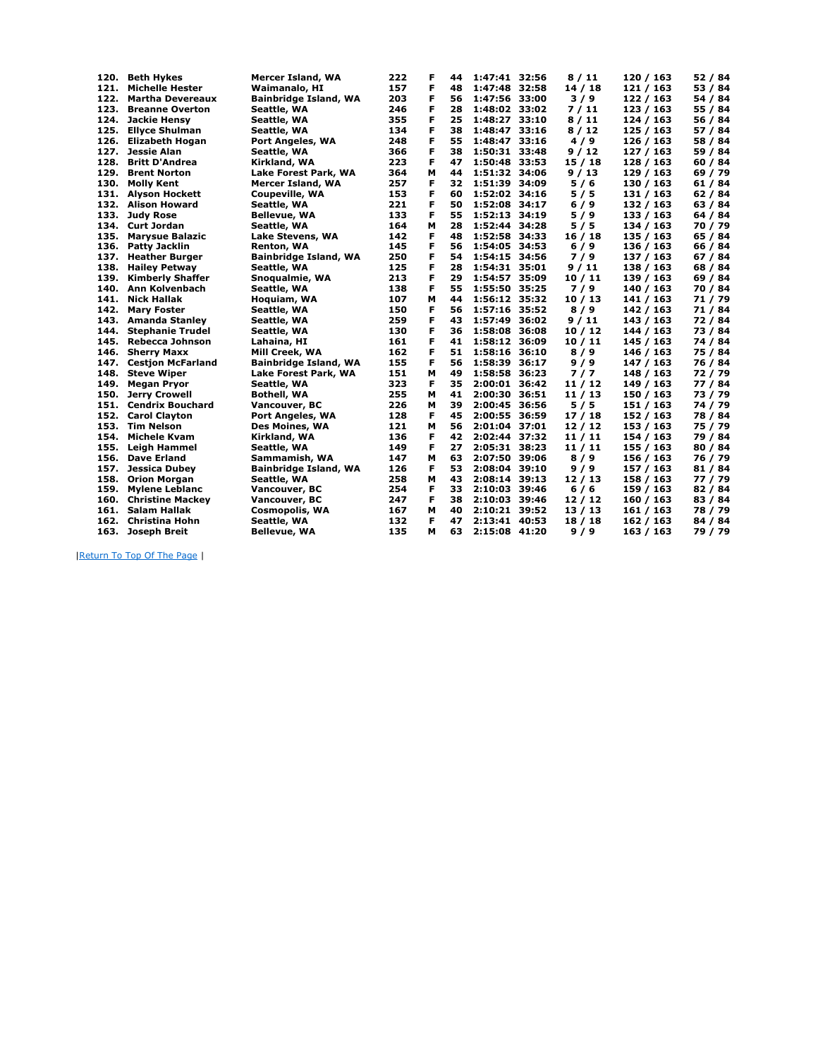| | | | | | | | | | | |
|---|---|---|---|---|---|---|---|---|---|---|
| **120.** | **Beth Hykes** | **Mercer Island, WA** | **222** | **F** | **44** | **1:47:41** | **32:56** | **8 / 11** | **120 / 163** | **52 / 84** |
| **121.** | **Michelle Hester** | **Waimanalo, HI** | **157** | **F** | **48** | **1:47:48** | **32:58** | **14 / 18** | **121 / 163** | **53 / 84** |
| **122.** | **Martha Devereaux** | **Bainbridge Island, WA** | **203** | **F** | **56** | **1:47:56** | **33:00** | **3 / 9** | **122 / 163** | **54 / 84** |
| **123.** | **Breanne Overton** | **Seattle, WA** | **246** | **F** | **28** | **1:48:02** | **33:02** | **7 / 11** | **123 / 163** | **55 / 84** |
| **124.** | **Jackie Hensy** | **Seattle, WA** | **355** | **F** | **25** | **1:48:27** | **33:10** | **8 / 11** | **124 / 163** | **56 / 84** |
| **125.** | **Ellyce Shulman** | **Seattle, WA** | **134** | **F** | **38** | **1:48:47** | **33:16** | **8 / 12** | **125 / 163** | **57 / 84** |
| **126.** | **Elizabeth Hogan** | **Port Angeles, WA** | **248** | **F** | **55** | **1:48:47** | **33:16** | **4 / 9** | **126 / 163** | **58 / 84** |
| **127.** | **Jessie Alan** | **Seattle, WA** | **366** | **F** | **38** | **1:50:31** | **33:48** | **9 / 12** | **127 / 163** | **59 / 84** |
| **128.** | **Britt D'Andrea** | **Kirkland, WA** | **223** | **F** | **47** | **1:50:48** | **33:53** | **15 / 18** | **128 / 163** | **60 / 84** |
| **129.** | **Brent Norton** | **Lake Forest Park, WA** | **364** | **M** | **44** | **1:51:32** | **34:06** | **9 / 13** | **129 / 163** | **69 / 79** |
| **130.** | **Molly Kent** | **Mercer Island, WA** | **257** | **F** | **32** | **1:51:39** | **34:09** | **5 / 6** | **130 / 163** | **61 / 84** |
| **131.** | **Alyson Hockett** | **Coupeville, WA** | **153** | **F** | **60** | **1:52:02** | **34:16** | **5 / 5** | **131 / 163** | **62 / 84** |
| **132.** | **Alison Howard** | **Seattle, WA** | **221** | **F** | **50** | **1:52:08** | **34:17** | **6 / 9** | **132 / 163** | **63 / 84** |
| **133.** | **Judy Rose** | **Bellevue, WA** | **133** | **F** | **55** | **1:52:13** | **34:19** | **5 / 9** | **133 / 163** | **64 / 84** |
| **134.** | **Curt Jordan** | **Seattle, WA** | **164** | **M** | **28** | **1:52:44** | **34:28** | **5 / 5** | **134 / 163** | **70 / 79** |
| **135.** | **Marysue Balazic** | **Lake Stevens, WA** | **142** | **F** | **48** | **1:52:58** | **34:33** | **16 / 18** | **135 / 163** | **65 / 84** |
| **136.** | **Patty Jacklin** | **Renton, WA** | **145** | **F** | **56** | **1:54:05** | **34:53** | **6 / 9** | **136 / 163** | **66 / 84** |
| **137.** | **Heather Burger** | **Bainbridge Island, WA** | **250** | **F** | **54** | **1:54:15** | **34:56** | **7 / 9** | **137 / 163** | **67 / 84** |
| **138.** | **Hailey Petway** | **Seattle, WA** | **125** | **F** | **28** | **1:54:31** | **35:01** | **9 / 11** | **138 / 163** | **68 / 84** |
| **139.** | **Kimberly Shaffer** | **Snoqualmie, WA** | **213** | **F** | **29** | **1:54:57** | **35:09** | **10 / 11** | **139 / 163** | **69 / 84** |
| **140.** | **Ann Kolvenbach** | **Seattle, WA** | **138** | **F** | **55** | **1:55:50** | **35:25** | **7 / 9** | **140 / 163** | **70 / 84** |
| **141.** | **Nick Hallak** | **Hoquiam, WA** | **107** | **M** | **44** | **1:56:12** | **35:32** | **10 / 13** | **141 / 163** | **71 / 79** |
| **142.** | **Mary Foster** | **Seattle, WA** | **150** | **F** | **56** | **1:57:16** | **35:52** | **8 / 9** | **142 / 163** | **71 / 84** |
| **143.** | **Amanda Stanley** | **Seattle, WA** | **259** | **F** | **43** | **1:57:49** | **36:02** | **9 / 11** | **143 / 163** | **72 / 84** |
| **144.** | **Stephanie Trudel** | **Seattle, WA** | **130** | **F** | **36** | **1:58:08** | **36:08** | **10 / 12** | **144 / 163** | **73 / 84** |
| **145.** | **Rebecca Johnson** | **Lahaina, HI** | **161** | **F** | **41** | **1:58:12** | **36:09** | **10 / 11** | **145 / 163** | **74 / 84** |
| **146.** | **Sherry Maxx** | **Mill Creek, WA** | **162** | **F** | **51** | **1:58:16** | **36:10** | **8 / 9** | **146 / 163** | **75 / 84** |
| **147.** | **Cestjon McFarland** | **Bainbridge Island, WA** | **155** | **F** | **56** | **1:58:39** | **36:17** | **9 / 9** | **147 / 163** | **76 / 84** |
| **148.** | **Steve Wiper** | **Lake Forest Park, WA** | **151** | **M** | **49** | **1:58:58** | **36:23** | **7 / 7** | **148 / 163** | **72 / 79** |
| **149.** | **Megan Pryor** | **Seattle, WA** | **323** | **F** | **35** | **2:00:01** | **36:42** | **11 / 12** | **149 / 163** | **77 / 84** |
| **150.** | **Jerry Crowell** | **Bothell, WA** | **255** | **M** | **41** | **2:00:30** | **36:51** | **11 / 13** | **150 / 163** | **73 / 79** |
| **151.** | **Cendrix Bouchard** | **Vancouver, BC** | **226** | **M** | **39** | **2:00:45** | **36:56** | **5 / 5** | **151 / 163** | **74 / 79** |
| **152.** | **Carol Clayton** | **Port Angeles, WA** | **128** | **F** | **45** | **2:00:55** | **36:59** | **17 / 18** | **152 / 163** | **78 / 84** |
| **153.** | **Tim Nelson** | **Des Moines, WA** | **121** | **M** | **56** | **2:01:04** | **37:01** | **12 / 12** | **153 / 163** | **75 / 79** |
| **154.** | **Michele Kvam** | **Kirkland, WA** | **136** | **F** | **42** | **2:02:44** | **37:32** | **11 / 11** | **154 / 163** | **79 / 84** |
| **155.** | **Leigh Hammel** | **Seattle, WA** | **149** | **F** | **27** | **2:05:31** | **38:23** | **11 / 11** | **155 / 163** | **80 / 84** |
| **156.** | **Dave Erland** | **Sammamish, WA** | **147** | **M** | **63** | **2:07:50** | **39:06** | **8 / 9** | **156 / 163** | **76 / 79** |
| **157.** | **Jessica Dubey** | **Bainbridge Island, WA** | **126** | **F** | **53** | **2:08:04** | **39:10** | **9 / 9** | **157 / 163** | **81 / 84** |
| **158.** | **Orion Morgan** | **Seattle, WA** | **258** | **M** | **43** | **2:08:14** | **39:13** | **12 / 13** | **158 / 163** | **77 / 79** |
| **159.** | **Mylene Leblanc** | **Vancouver, BC** | **254** | **F** | **33** | **2:10:03** | **39:46** | **6 / 6** | **159 / 163** | **82 / 84** |
| **160.** | **Christine Mackey** | **Vancouver, BC** | **247** | **F** | **38** | **2:10:03** | **39:46** | **12 / 12** | **160 / 163** | **83 / 84** |
| **161.** | **Salam Hallak** | **Cosmopolis, WA** | **167** | **M** | **40** | **2:10:21** | **39:52** | **13 / 13** | **161 / 163** | **78 / 79** |
| **162.** | **Christina Hohn** | **Seattle, WA** | **132** | **F** | **47** | **2:13:41** | **40:53** | **18 / 18** | **162 / 163** | **84 / 84** |
| **163.** | **Joseph Breit** | **Bellevue, WA** | **135** | **M** | **63** | **2:15:08** | **41:20** | **9 / 9** | **163 / 163** | **79 / 79** |

|Return To Top Of The Page |